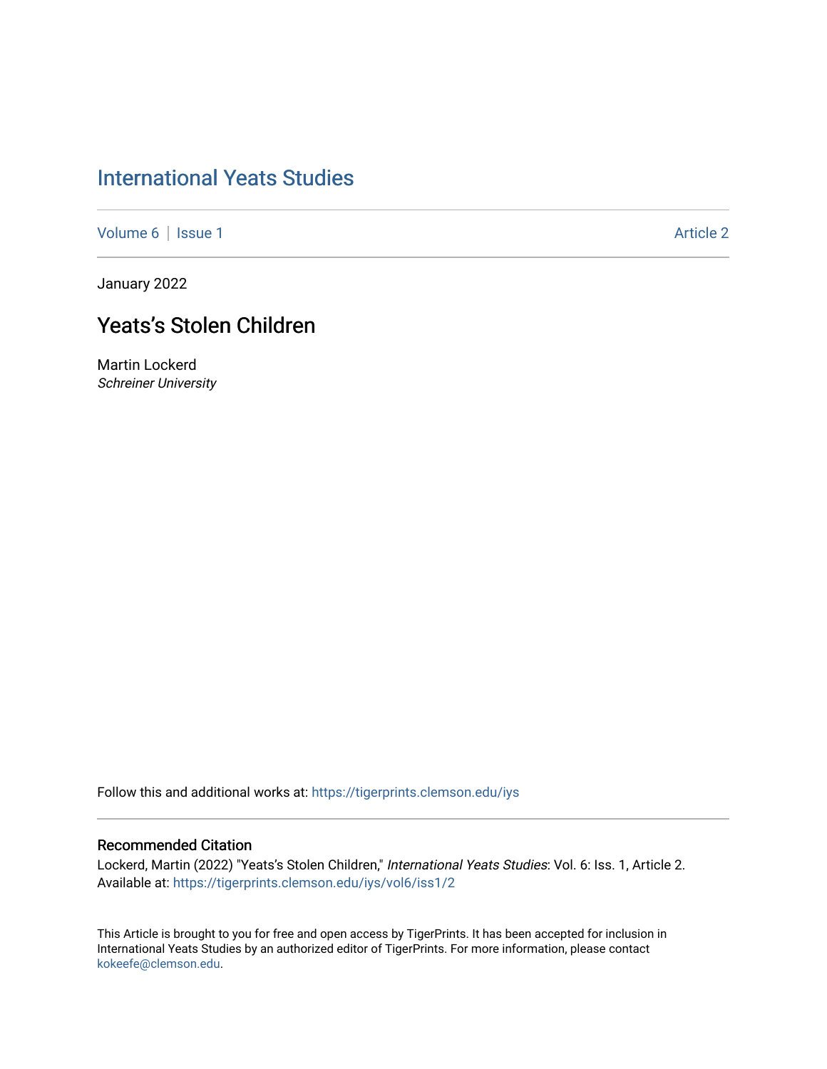# International Yeats Studies

Volume 6 | Issue 1 Article 2

January 2022

## Yeats's Stolen Children

Martin Lockerd
*Schreiner University*

Follow this and additional works at: https://tigerprints.clemson.edu/iys

### Recommended Citation

Lockerd, Martin (2022) "Yeats's Stolen Children," *International Yeats Studies*: Vol. 6: Iss. 1, Article 2.
Available at: https://tigerprints.clemson.edu/iys/vol6/iss1/2

This Article is brought to you for free and open access by TigerPrints. It has been accepted for inclusion in International Yeats Studies by an authorized editor of TigerPrints. For more information, please contact kokeefe@clemson.edu.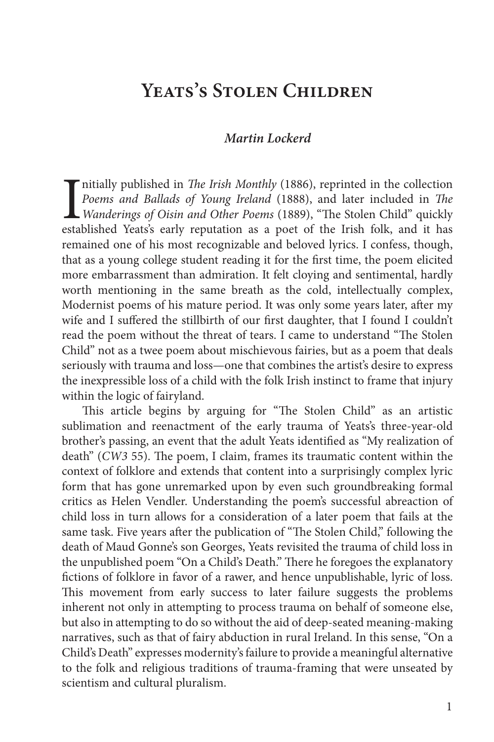# Yeats's Stolen Children

*Martin Lockerd*

Initially published in *The Irish Monthly* (1886), reprinted in the collection *Poems and Ballads of Young Ireland* (1888), and later included in *The Wanderings of Oisin and Other Poems* (1889), "The Stolen Child" quickly established Yeats's early reputation as a poet of the Irish folk, and it has remained one of his most recognizable and beloved lyrics. I confess, though, that as a young college student reading it for the first time, the poem elicited more embarrassment than admiration. It felt cloying and sentimental, hardly worth mentioning in the same breath as the cold, intellectually complex, Modernist poems of his mature period. It was only some years later, after my wife and I suffered the stillbirth of our first daughter, that I found I couldn't read the poem without the threat of tears. I came to understand "The Stolen Child" not as a twee poem about mischievous fairies, but as a poem that deals seriously with trauma and loss—one that combines the artist's desire to express the inexpressible loss of a child with the folk Irish instinct to frame that injury within the logic of fairyland.

This article begins by arguing for "The Stolen Child" as an artistic sublimation and reenactment of the early trauma of Yeats's three-year-old brother's passing, an event that the adult Yeats identified as "My realization of death" (*CW3* 55). The poem, I claim, frames its traumatic content within the context of folklore and extends that content into a surprisingly complex lyric form that has gone unremarked upon by even such groundbreaking formal critics as Helen Vendler. Understanding the poem's successful abreaction of child loss in turn allows for a consideration of a later poem that fails at the same task. Five years after the publication of "The Stolen Child," following the death of Maud Gonne's son Georges, Yeats revisited the trauma of child loss in the unpublished poem "On a Child's Death." There he foregoes the explanatory fictions of folklore in favor of a rawer, and hence unpublishable, lyric of loss. This movement from early success to later failure suggests the problems inherent not only in attempting to process trauma on behalf of someone else, but also in attempting to do so without the aid of deep-seated meaning-making narratives, such as that of fairy abduction in rural Ireland. In this sense, "On a Child's Death" expresses modernity's failure to provide a meaningful alternative to the folk and religious traditions of trauma-framing that were unseated by scientism and cultural pluralism.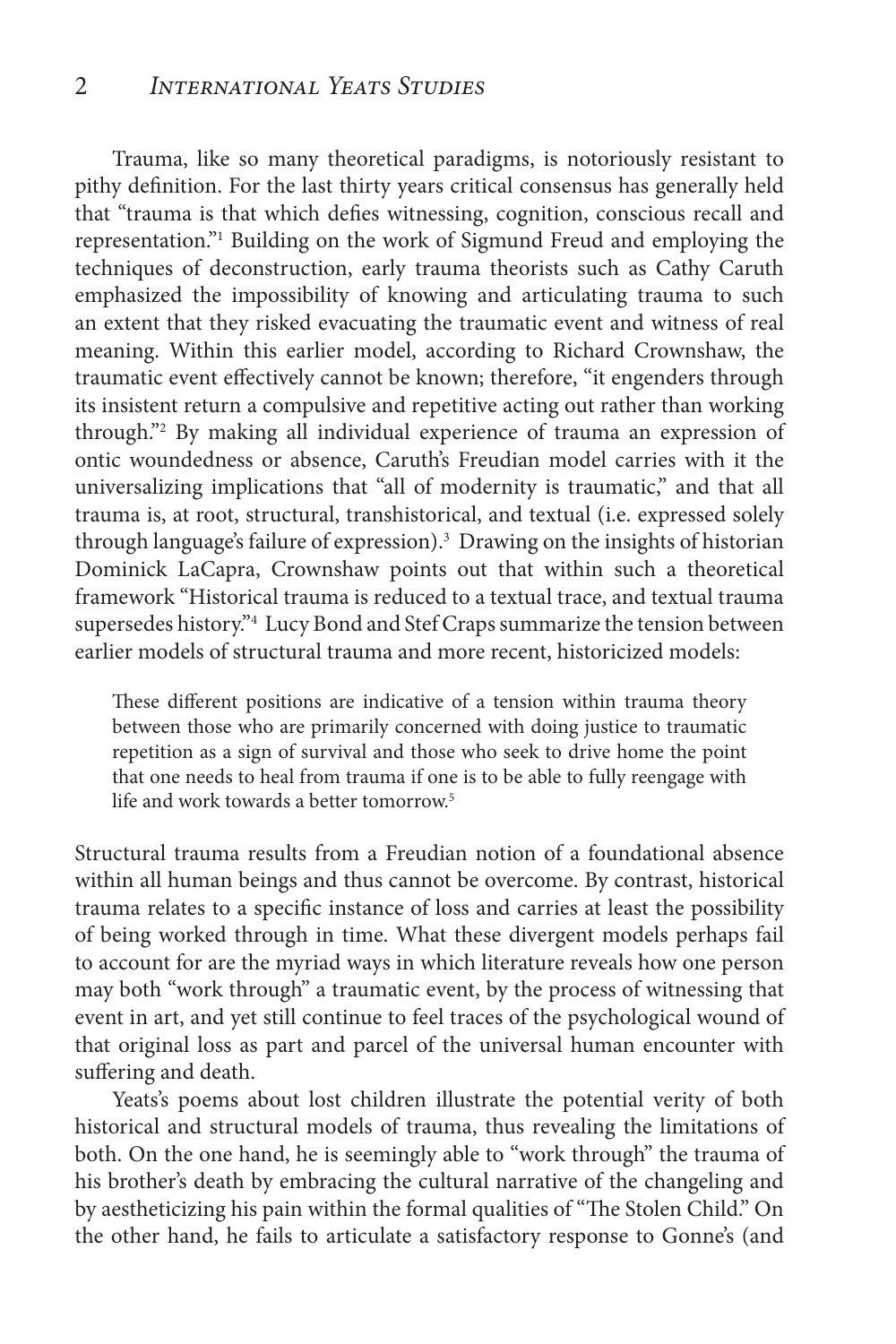Trauma, like so many theoretical paradigms, is notoriously resistant to pithy definition. For the last thirty years critical consensus has generally held that "trauma is that which defies witnessing, cognition, conscious recall and representation."[1] Building on the work of Sigmund Freud and employing the techniques of deconstruction, early trauma theorists such as Cathy Caruth emphasized the impossibility of knowing and articulating trauma to such an extent that they risked evacuating the traumatic event and witness of real meaning. Within this earlier model, according to Richard Crownshaw, the traumatic event effectively cannot be known; therefore, "it engenders through its insistent return a compulsive and repetitive acting out rather than working through."[2] By making all individual experience of trauma an expression of ontic woundedness or absence, Caruth's Freudian model carries with it the universalizing implications that "all of modernity is traumatic," and that all trauma is, at root, structural, transhistorical, and textual (i.e. expressed solely through language's failure of expression).[3] Drawing on the insights of historian Dominick LaCapra, Crownshaw points out that within such a theoretical framework "Historical trauma is reduced to a textual trace, and textual trauma supersedes history."[4] Lucy Bond and Stef Craps summarize the tension between earlier models of structural trauma and more recent, historicized models:

> These different positions are indicative of a tension within trauma theory between those who are primarily concerned with doing justice to traumatic repetition as a sign of survival and those who seek to drive home the point that one needs to heal from trauma if one is to be able to fully reengage with life and work towards a better tomorrow.[5]

Structural trauma results from a Freudian notion of a foundational absence within all human beings and thus cannot be overcome. By contrast, historical trauma relates to a specific instance of loss and carries at least the possibility of being worked through in time. What these divergent models perhaps fail to account for are the myriad ways in which literature reveals how one person may both "work through" a traumatic event, by the process of witnessing that event in art, and yet still continue to feel traces of the psychological wound of that original loss as part and parcel of the universal human encounter with suffering and death.

Yeats's poems about lost children illustrate the potential verity of both historical and structural models of trauma, thus revealing the limitations of both. On the one hand, he is seemingly able to "work through" the trauma of his brother's death by embracing the cultural narrative of the changeling and by aestheticizing his pain within the formal qualities of "The Stolen Child." On the other hand, he fails to articulate a satisfactory response to Gonne's (and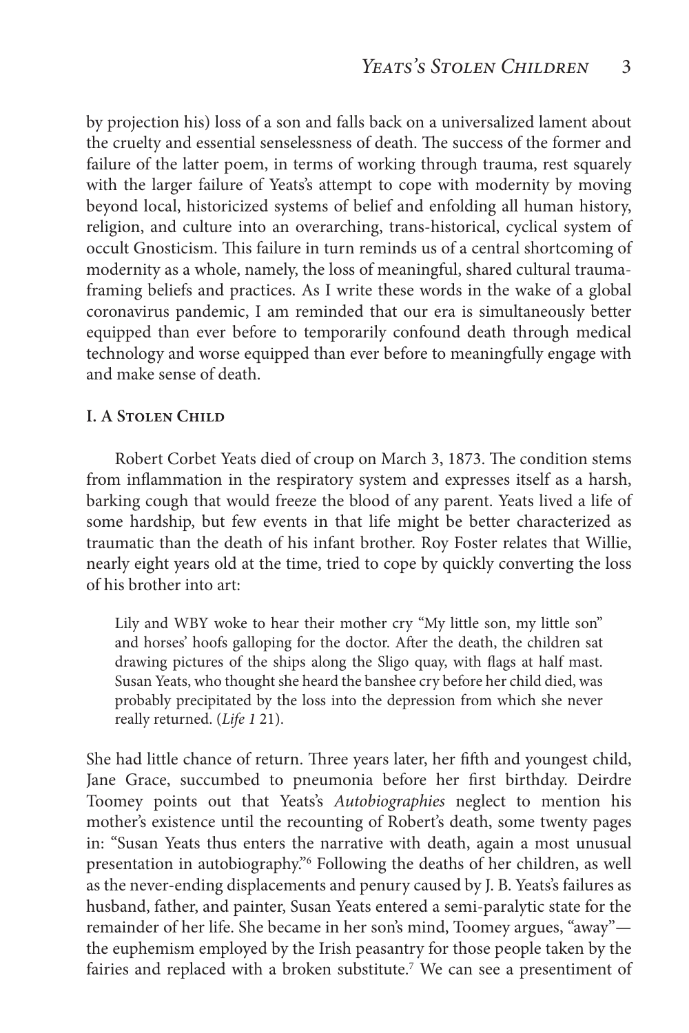by projection his) loss of a son and falls back on a universalized lament about the cruelty and essential senselessness of death. The success of the former and failure of the latter poem, in terms of working through trauma, rest squarely with the larger failure of Yeats's attempt to cope with modernity by moving beyond local, historicized systems of belief and enfolding all human history, religion, and culture into an overarching, trans-historical, cyclical system of occult Gnosticism. This failure in turn reminds us of a central shortcoming of modernity as a whole, namely, the loss of meaningful, shared cultural trauma-framing beliefs and practices. As I write these words in the wake of a global coronavirus pandemic, I am reminded that our era is simultaneously better equipped than ever before to temporarily confound death through medical technology and worse equipped than ever before to meaningfully engage with and make sense of death.

## I. A Stolen Child

Robert Corbet Yeats died of croup on March 3, 1873. The condition stems from inflammation in the respiratory system and expresses itself as a harsh, barking cough that would freeze the blood of any parent. Yeats lived a life of some hardship, but few events in that life might be better characterized as traumatic than the death of his infant brother. Roy Foster relates that Willie, nearly eight years old at the time, tried to cope by quickly converting the loss of his brother into art:

> Lily and WBY woke to hear their mother cry "My little son, my little son" and horses' hoofs galloping for the doctor. After the death, the children sat drawing pictures of the ships along the Sligo quay, with flags at half mast. Susan Yeats, who thought she heard the banshee cry before her child died, was probably precipitated by the loss into the depression from which she never really returned. (*Life 1* 21).

She had little chance of return. Three years later, her fifth and youngest child, Jane Grace, succumbed to pneumonia before her first birthday. Deirdre Toomey points out that Yeats's *Autobiographies* neglect to mention his mother's existence until the recounting of Robert's death, some twenty pages in: "Susan Yeats thus enters the narrative with death, again a most unusual presentation in autobiography."[6] Following the deaths of her children, as well as the never-ending displacements and penury caused by J. B. Yeats's failures as husband, father, and painter, Susan Yeats entered a semi-paralytic state for the remainder of her life. She became in her son's mind, Toomey argues, "away"—the euphemism employed by the Irish peasantry for those people taken by the fairies and replaced with a broken substitute.[7] We can see a presentiment of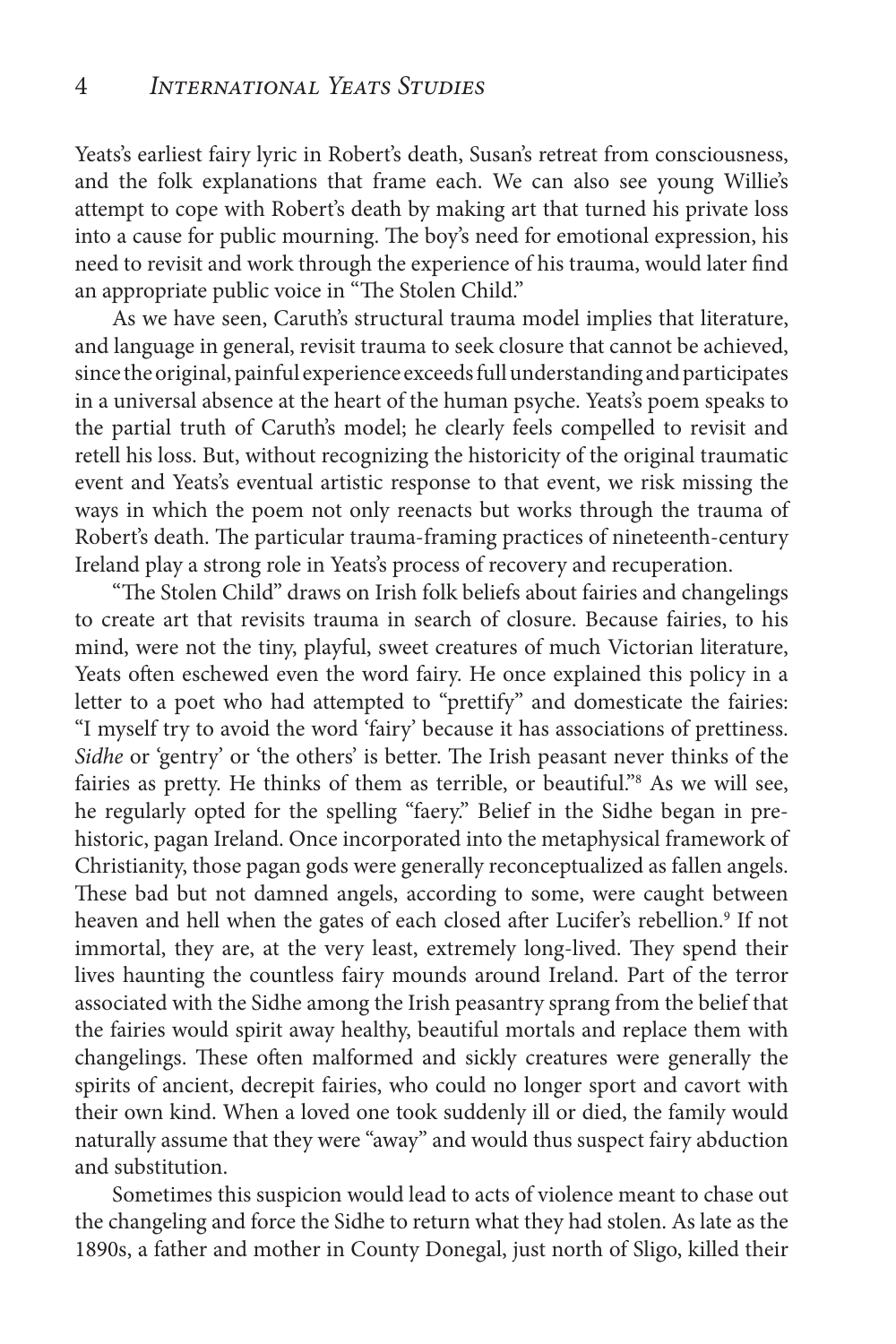Yeats's earliest fairy lyric in Robert's death, Susan's retreat from consciousness, and the folk explanations that frame each. We can also see young Willie's attempt to cope with Robert's death by making art that turned his private loss into a cause for public mourning. The boy's need for emotional expression, his need to revisit and work through the experience of his trauma, would later find an appropriate public voice in "The Stolen Child."

As we have seen, Caruth's structural trauma model implies that literature, and language in general, revisit trauma to seek closure that cannot be achieved, since the original, painful experience exceeds full understanding and participates in a universal absence at the heart of the human psyche. Yeats's poem speaks to the partial truth of Caruth's model; he clearly feels compelled to revisit and retell his loss. But, without recognizing the historicity of the original traumatic event and Yeats's eventual artistic response to that event, we risk missing the ways in which the poem not only reenacts but works through the trauma of Robert's death. The particular trauma-framing practices of nineteenth-century Ireland play a strong role in Yeats's process of recovery and recuperation.

"The Stolen Child" draws on Irish folk beliefs about fairies and changelings to create art that revisits trauma in search of closure. Because fairies, to his mind, were not the tiny, playful, sweet creatures of much Victorian literature, Yeats often eschewed even the word fairy. He once explained this policy in a letter to a poet who had attempted to "prettify" and domesticate the fairies: "I myself try to avoid the word 'fairy' because it has associations of prettiness. *Sidhe* or 'gentry' or 'the others' is better. The Irish peasant never thinks of the fairies as pretty. He thinks of them as terrible, or beautiful."[8] As we will see, he regularly opted for the spelling "faery." Belief in the Sidhe began in prehistoric, pagan Ireland. Once incorporated into the metaphysical framework of Christianity, those pagan gods were generally reconceptualized as fallen angels. These bad but not damned angels, according to some, were caught between heaven and hell when the gates of each closed after Lucifer's rebellion.[9] If not immortal, they are, at the very least, extremely long-lived. They spend their lives haunting the countless fairy mounds around Ireland. Part of the terror associated with the Sidhe among the Irish peasantry sprang from the belief that the fairies would spirit away healthy, beautiful mortals and replace them with changelings. These often malformed and sickly creatures were generally the spirits of ancient, decrepit fairies, who could no longer sport and cavort with their own kind. When a loved one took suddenly ill or died, the family would naturally assume that they were "away" and would thus suspect fairy abduction and substitution.

Sometimes this suspicion would lead to acts of violence meant to chase out the changeling and force the Sidhe to return what they had stolen. As late as the 1890s, a father and mother in County Donegal, just north of Sligo, killed their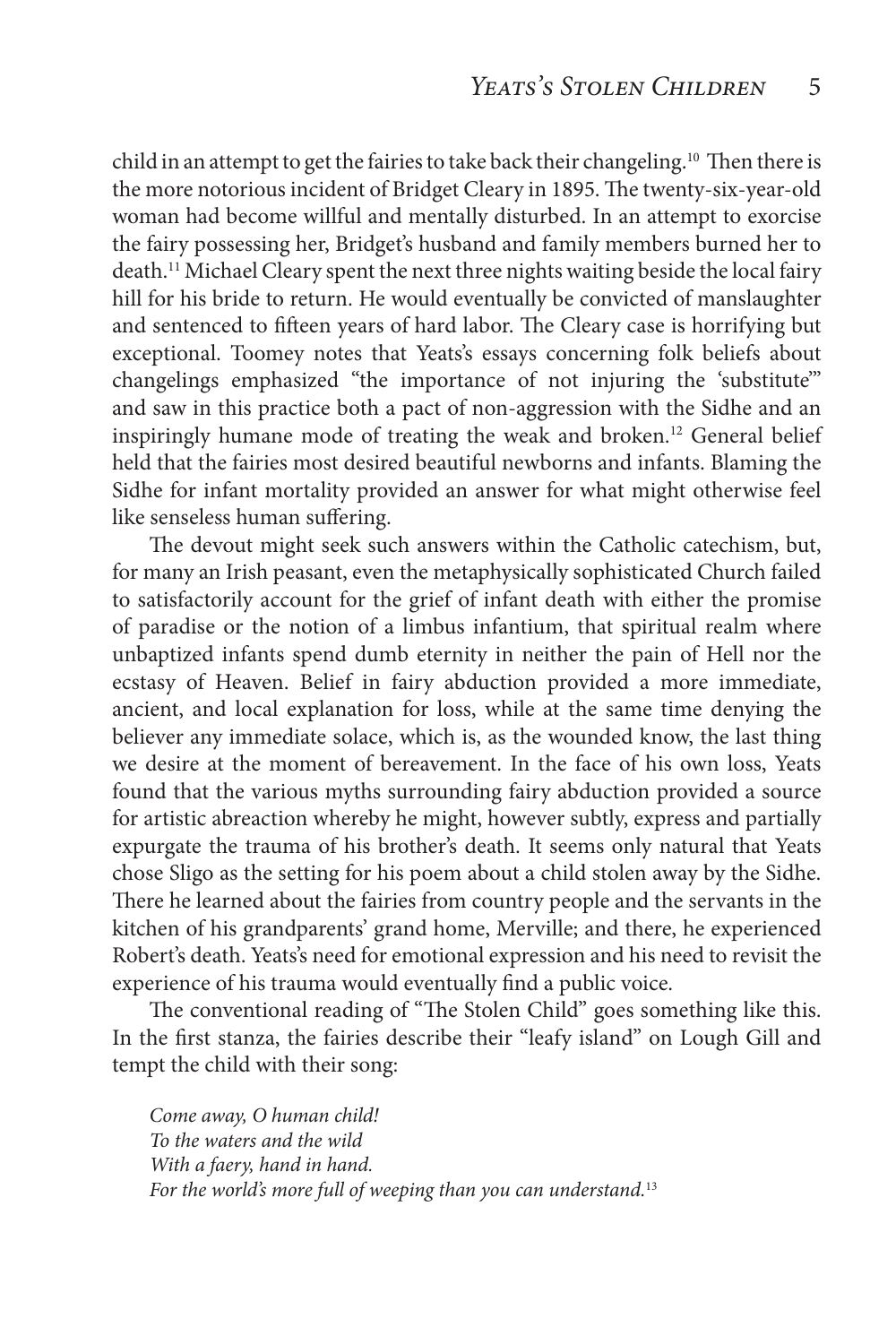child in an attempt to get the fairies to take back their changeling.[10] Then there is the more notorious incident of Bridget Cleary in 1895. The twenty-six-year-old woman had become willful and mentally disturbed. In an attempt to exorcise the fairy possessing her, Bridget's husband and family members burned her to death.[11] Michael Cleary spent the next three nights waiting beside the local fairy hill for his bride to return. He would eventually be convicted of manslaughter and sentenced to fifteen years of hard labor. The Cleary case is horrifying but exceptional. Toomey notes that Yeats's essays concerning folk beliefs about changelings emphasized "the importance of not injuring the 'substitute'" and saw in this practice both a pact of non-aggression with the Sidhe and an inspiringly humane mode of treating the weak and broken.[12] General belief held that the fairies most desired beautiful newborns and infants. Blaming the Sidhe for infant mortality provided an answer for what might otherwise feel like senseless human suffering.

The devout might seek such answers within the Catholic catechism, but, for many an Irish peasant, even the metaphysically sophisticated Church failed to satisfactorily account for the grief of infant death with either the promise of paradise or the notion of a limbus infantium, that spiritual realm where unbaptized infants spend dumb eternity in neither the pain of Hell nor the ecstasy of Heaven. Belief in fairy abduction provided a more immediate, ancient, and local explanation for loss, while at the same time denying the believer any immediate solace, which is, as the wounded know, the last thing we desire at the moment of bereavement. In the face of his own loss, Yeats found that the various myths surrounding fairy abduction provided a source for artistic abreaction whereby he might, however subtly, express and partially expurgate the trauma of his brother's death. It seems only natural that Yeats chose Sligo as the setting for his poem about a child stolen away by the Sidhe. There he learned about the fairies from country people and the servants in the kitchen of his grandparents' grand home, Merville; and there, he experienced Robert's death. Yeats's need for emotional expression and his need to revisit the experience of his trauma would eventually find a public voice.

The conventional reading of "The Stolen Child" goes something like this. In the first stanza, the fairies describe their "leafy island" on Lough Gill and tempt the child with their song:

> *Come away, O human child!*
> *To the waters and the wild*
> *With a faery, hand in hand.*
> *For the world's more full of weeping than you can understand.*[13]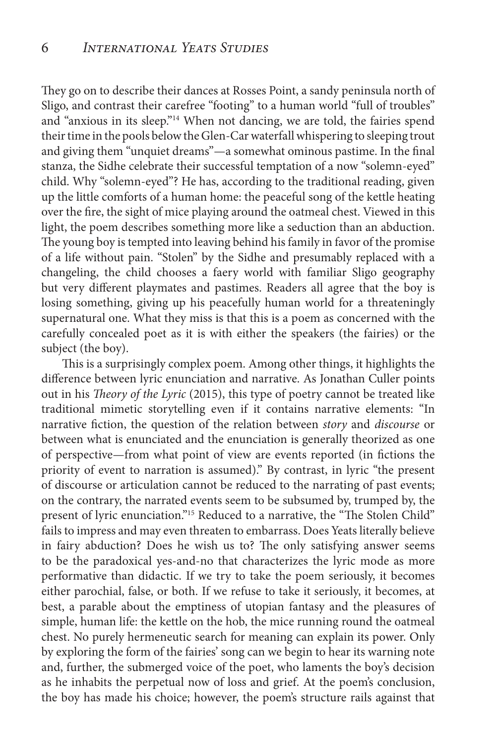They go on to describe their dances at Rosses Point, a sandy peninsula north of Sligo, and contrast their carefree "footing" to a human world "full of troubles" and "anxious in its sleep."[14] When not dancing, we are told, the fairies spend their time in the pools below the Glen-Car waterfall whispering to sleeping trout and giving them "unquiet dreams"—a somewhat ominous pastime. In the final stanza, the Sidhe celebrate their successful temptation of a now "solemn-eyed" child. Why "solemn-eyed"? He has, according to the traditional reading, given up the little comforts of a human home: the peaceful song of the kettle heating over the fire, the sight of mice playing around the oatmeal chest. Viewed in this light, the poem describes something more like a seduction than an abduction. The young boy is tempted into leaving behind his family in favor of the promise of a life without pain. "Stolen" by the Sidhe and presumably replaced with a changeling, the child chooses a faery world with familiar Sligo geography but very different playmates and pastimes. Readers all agree that the boy is losing something, giving up his peacefully human world for a threateningly supernatural one. What they miss is that this is a poem as concerned with the carefully concealed poet as it is with either the speakers (the fairies) or the subject (the boy).

This is a surprisingly complex poem. Among other things, it highlights the difference between lyric enunciation and narrative. As Jonathan Culler points out in his *Theory of the Lyric* (2015), this type of poetry cannot be treated like traditional mimetic storytelling even if it contains narrative elements: "In narrative fiction, the question of the relation between *story* and *discourse* or between what is enunciated and the enunciation is generally theorized as one of perspective—from what point of view are events reported (in fictions the priority of event to narration is assumed)." By contrast, in lyric "the present of discourse or articulation cannot be reduced to the narrating of past events; on the contrary, the narrated events seem to be subsumed by, trumped by, the present of lyric enunciation."[15] Reduced to a narrative, the "The Stolen Child" fails to impress and may even threaten to embarrass. Does Yeats literally believe in fairy abduction? Does he wish us to? The only satisfying answer seems to be the paradoxical yes-and-no that characterizes the lyric mode as more performative than didactic. If we try to take the poem seriously, it becomes either parochial, false, or both. If we refuse to take it seriously, it becomes, at best, a parable about the emptiness of utopian fantasy and the pleasures of simple, human life: the kettle on the hob, the mice running round the oatmeal chest. No purely hermeneutic search for meaning can explain its power. Only by exploring the form of the fairies' song can we begin to hear its warning note and, further, the submerged voice of the poet, who laments the boy's decision as he inhabits the perpetual now of loss and grief. At the poem's conclusion, the boy has made his choice; however, the poem's structure rails against that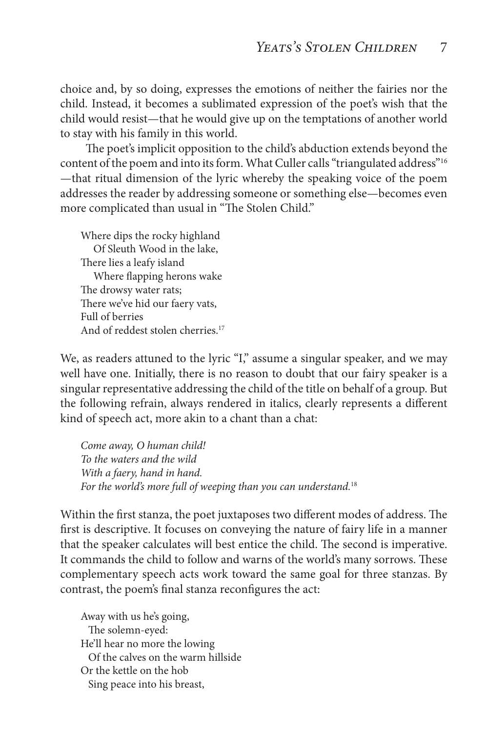choice and, by so doing, expresses the emotions of neither the fairies nor the child. Instead, it becomes a sublimated expression of the poet's wish that the child would resist—that he would give up on the temptations of another world to stay with his family in this world.

The poet's implicit opposition to the child's abduction extends beyond the content of the poem and into its form. What Culler calls "triangulated address"[16] —that ritual dimension of the lyric whereby the speaking voice of the poem addresses the reader by addressing someone or something else—becomes even more complicated than usual in "The Stolen Child."

> Where dips the rocky highland  
>    Of Sleuth Wood in the lake,  
> There lies a leafy island  
>    Where flapping herons wake  
> The drowsy water rats;  
> There we've hid our faery vats,  
> Full of berries  
> And of reddest stolen cherries.[17]

We, as readers attuned to the lyric "I," assume a singular speaker, and we may well have one. Initially, there is no reason to doubt that our fairy speaker is a singular representative addressing the child of the title on behalf of a group. But the following refrain, always rendered in italics, clearly represents a different kind of speech act, more akin to a chant than a chat:

> *Come away, O human child!*  
> *To the waters and the wild*  
> *With a faery, hand in hand.*  
> *For the world's more full of weeping than you can understand.*[18]

Within the first stanza, the poet juxtaposes two different modes of address. The first is descriptive. It focuses on conveying the nature of fairy life in a manner that the speaker calculates will best entice the child. The second is imperative. It commands the child to follow and warns of the world's many sorrows. These complementary speech acts work toward the same goal for three stanzas. By contrast, the poem's final stanza reconfigures the act:

> Away with us he's going,  
>    The solemn-eyed:  
> He'll hear no more the lowing  
>    Of the calves on the warm hillside  
> Or the kettle on the hob  
>    Sing peace into his breast,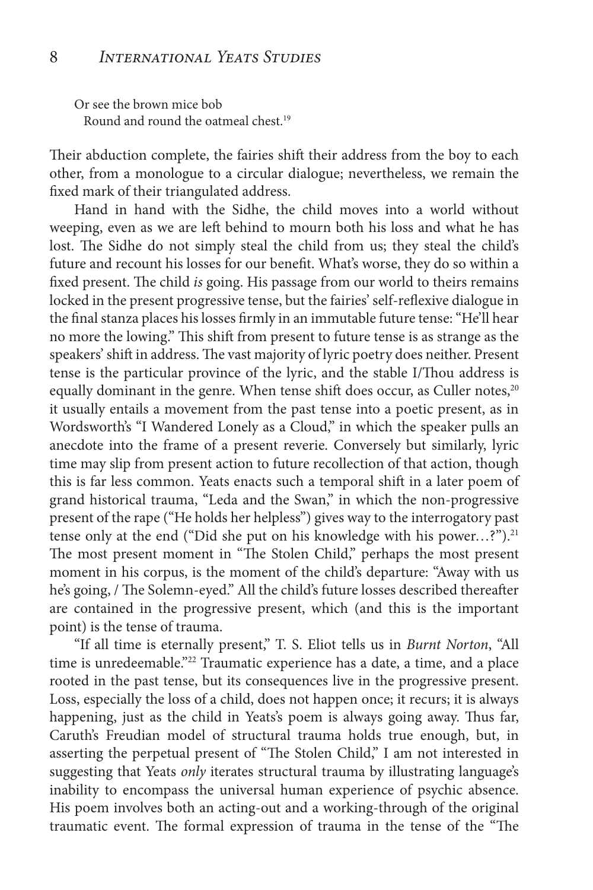Or see the brown mice bob
  Round and round the oatmeal chest.[19]

Their abduction complete, the fairies shift their address from the boy to each other, from a monologue to a circular dialogue; nevertheless, we remain the fixed mark of their triangulated address.

Hand in hand with the Sidhe, the child moves into a world without weeping, even as we are left behind to mourn both his loss and what he has lost. The Sidhe do not simply steal the child from us; they steal the child's future and recount his losses for our benefit. What's worse, they do so within a fixed present. The child *is* going. His passage from our world to theirs remains locked in the present progressive tense, but the fairies' self-reflexive dialogue in the final stanza places his losses firmly in an immutable future tense: "He'll hear no more the lowing." This shift from present to future tense is as strange as the speakers' shift in address. The vast majority of lyric poetry does neither. Present tense is the particular province of the lyric, and the stable I/Thou address is equally dominant in the genre. When tense shift does occur, as Culler notes,[20] it usually entails a movement from the past tense into a poetic present, as in Wordsworth's "I Wandered Lonely as a Cloud," in which the speaker pulls an anecdote into the frame of a present reverie. Conversely but similarly, lyric time may slip from present action to future recollection of that action, though this is far less common. Yeats enacts such a temporal shift in a later poem of grand historical trauma, "Leda and the Swan," in which the non-progressive present of the rape ("He holds her helpless") gives way to the interrogatory past tense only at the end ("Did she put on his knowledge with his power…?").[21] The most present moment in "The Stolen Child," perhaps the most present moment in his corpus, is the moment of the child's departure: "Away with us he's going, / The Solemn-eyed." All the child's future losses described thereafter are contained in the progressive present, which (and this is the important point) is the tense of trauma.

"If all time is eternally present," T. S. Eliot tells us in *Burnt Norton*, "All time is unredeemable."[22] Traumatic experience has a date, a time, and a place rooted in the past tense, but its consequences live in the progressive present. Loss, especially the loss of a child, does not happen once; it recurs; it is always happening, just as the child in Yeats's poem is always going away. Thus far, Caruth's Freudian model of structural trauma holds true enough, but, in asserting the perpetual present of "The Stolen Child," I am not interested in suggesting that Yeats *only* iterates structural trauma by illustrating language's inability to encompass the universal human experience of psychic absence. His poem involves both an acting-out and a working-through of the original traumatic event. The formal expression of trauma in the tense of the "The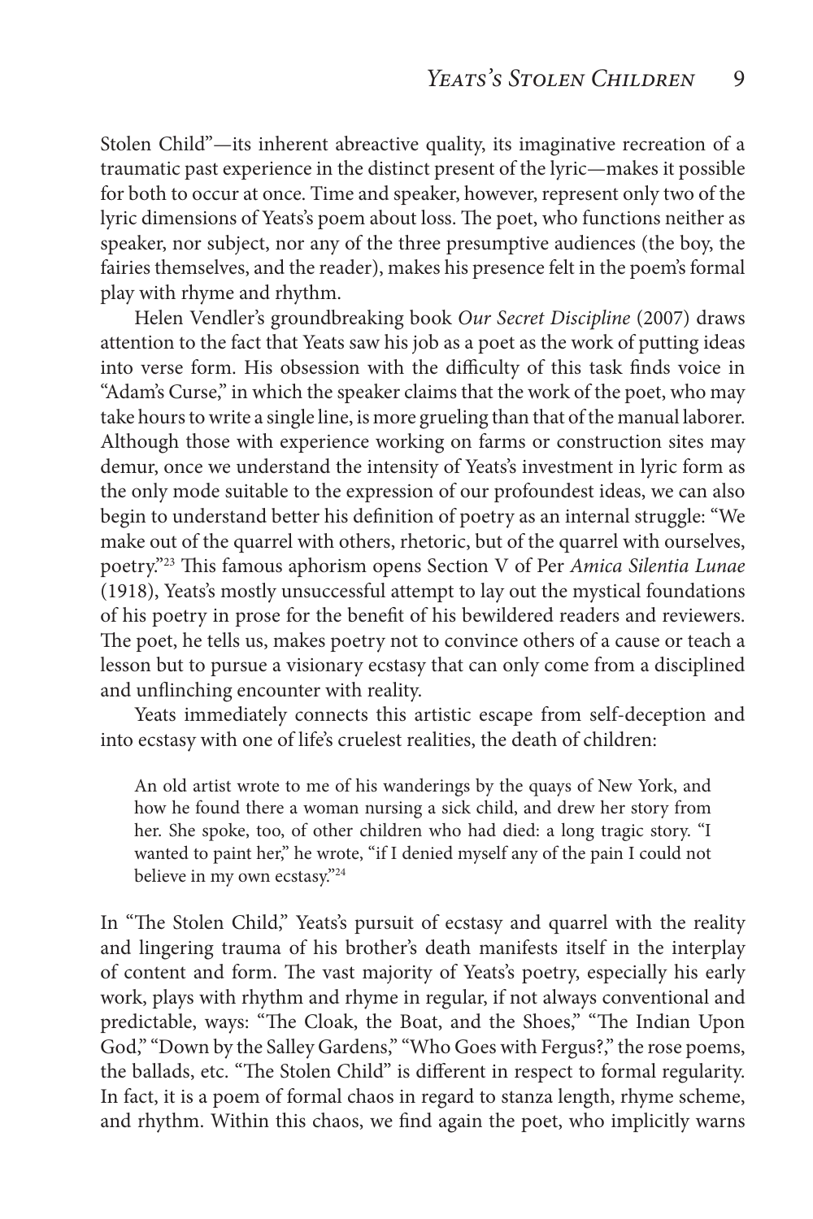Stolen Child"—its inherent abreactive quality, its imaginative recreation of a traumatic past experience in the distinct present of the lyric—makes it possible for both to occur at once. Time and speaker, however, represent only two of the lyric dimensions of Yeats's poem about loss. The poet, who functions neither as speaker, nor subject, nor any of the three presumptive audiences (the boy, the fairies themselves, and the reader), makes his presence felt in the poem's formal play with rhyme and rhythm.

Helen Vendler's groundbreaking book *Our Secret Discipline* (2007) draws attention to the fact that Yeats saw his job as a poet as the work of putting ideas into verse form. His obsession with the difficulty of this task finds voice in "Adam's Curse," in which the speaker claims that the work of the poet, who may take hours to write a single line, is more grueling than that of the manual laborer. Although those with experience working on farms or construction sites may demur, once we understand the intensity of Yeats's investment in lyric form as the only mode suitable to the expression of our profoundest ideas, we can also begin to understand better his definition of poetry as an internal struggle: "We make out of the quarrel with others, rhetoric, but of the quarrel with ourselves, poetry."[23] This famous aphorism opens Section V of Per *Amica Silentia Lunae* (1918), Yeats's mostly unsuccessful attempt to lay out the mystical foundations of his poetry in prose for the benefit of his bewildered readers and reviewers. The poet, he tells us, makes poetry not to convince others of a cause or teach a lesson but to pursue a visionary ecstasy that can only come from a disciplined and unflinching encounter with reality.

Yeats immediately connects this artistic escape from self-deception and into ecstasy with one of life's cruelest realities, the death of children:

> An old artist wrote to me of his wanderings by the quays of New York, and how he found there a woman nursing a sick child, and drew her story from her. She spoke, too, of other children who had died: a long tragic story. "I wanted to paint her," he wrote, "if I denied myself any of the pain I could not believe in my own ecstasy."[24]

In "The Stolen Child," Yeats's pursuit of ecstasy and quarrel with the reality and lingering trauma of his brother's death manifests itself in the interplay of content and form. The vast majority of Yeats's poetry, especially his early work, plays with rhythm and rhyme in regular, if not always conventional and predictable, ways: "The Cloak, the Boat, and the Shoes," "The Indian Upon God," "Down by the Salley Gardens," "Who Goes with Fergus?," the rose poems, the ballads, etc. "The Stolen Child" is different in respect to formal regularity. In fact, it is a poem of formal chaos in regard to stanza length, rhyme scheme, and rhythm. Within this chaos, we find again the poet, who implicitly warns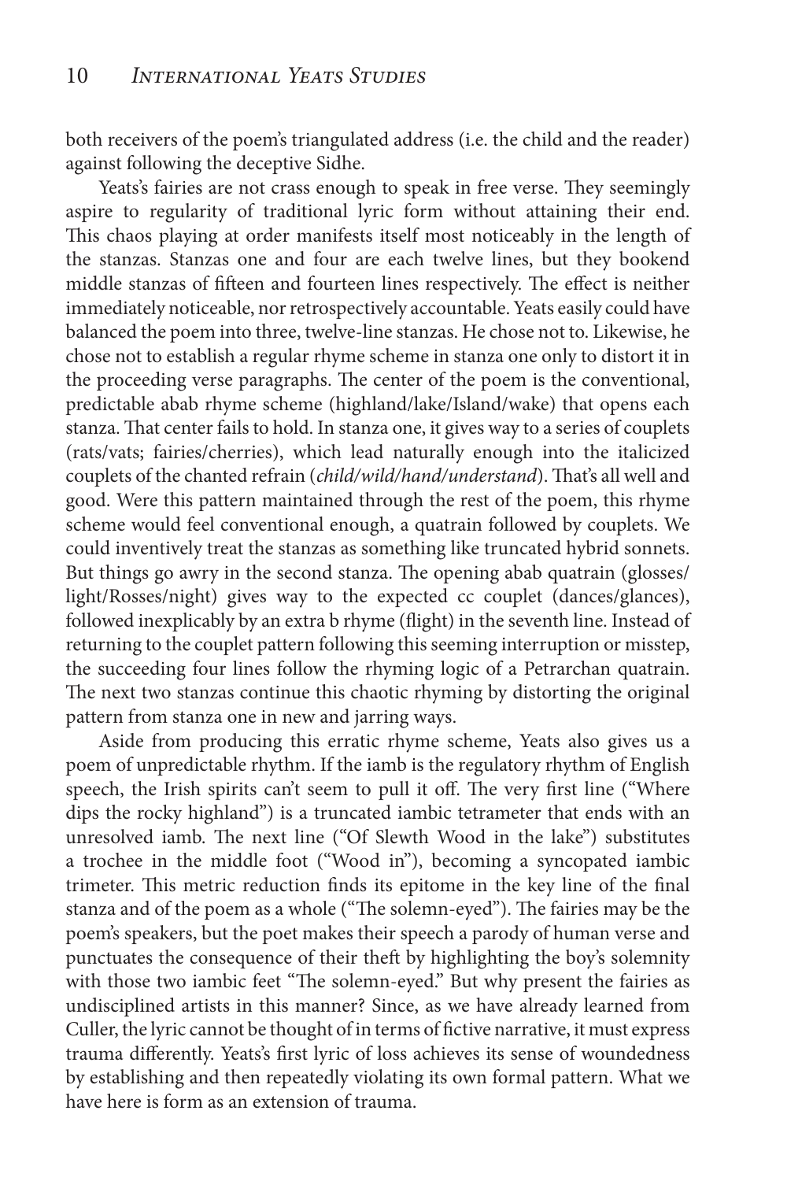both receivers of the poem's triangulated address (i.e. the child and the reader) against following the deceptive Sidhe.

Yeats's fairies are not crass enough to speak in free verse. They seemingly aspire to regularity of traditional lyric form without attaining their end. This chaos playing at order manifests itself most noticeably in the length of the stanzas. Stanzas one and four are each twelve lines, but they bookend middle stanzas of fifteen and fourteen lines respectively. The effect is neither immediately noticeable, nor retrospectively accountable. Yeats easily could have balanced the poem into three, twelve-line stanzas. He chose not to. Likewise, he chose not to establish a regular rhyme scheme in stanza one only to distort it in the proceeding verse paragraphs. The center of the poem is the conventional, predictable abab rhyme scheme (highland/lake/Island/wake) that opens each stanza. That center fails to hold. In stanza one, it gives way to a series of couplets (rats/vats; fairies/cherries), which lead naturally enough into the italicized couplets of the chanted refrain (*child/wild/hand/understand*). That's all well and good. Were this pattern maintained through the rest of the poem, this rhyme scheme would feel conventional enough, a quatrain followed by couplets. We could inventively treat the stanzas as something like truncated hybrid sonnets. But things go awry in the second stanza. The opening abab quatrain (glosses/light/Rosses/night) gives way to the expected cc couplet (dances/glances), followed inexplicably by an extra b rhyme (flight) in the seventh line. Instead of returning to the couplet pattern following this seeming interruption or misstep, the succeeding four lines follow the rhyming logic of a Petrarchan quatrain. The next two stanzas continue this chaotic rhyming by distorting the original pattern from stanza one in new and jarring ways.

Aside from producing this erratic rhyme scheme, Yeats also gives us a poem of unpredictable rhythm. If the iamb is the regulatory rhythm of English speech, the Irish spirits can't seem to pull it off. The very first line ("Where dips the rocky highland") is a truncated iambic tetrameter that ends with an unresolved iamb. The next line ("Of Slewth Wood in the lake") substitutes a trochee in the middle foot ("Wood in"), becoming a syncopated iambic trimeter. This metric reduction finds its epitome in the key line of the final stanza and of the poem as a whole ("The solemn-eyed"). The fairies may be the poem's speakers, but the poet makes their speech a parody of human verse and punctuates the consequence of their theft by highlighting the boy's solemnity with those two iambic feet "The solemn-eyed." But why present the fairies as undisciplined artists in this manner? Since, as we have already learned from Culler, the lyric cannot be thought of in terms of fictive narrative, it must express trauma differently. Yeats's first lyric of loss achieves its sense of woundedness by establishing and then repeatedly violating its own formal pattern. What we have here is form as an extension of trauma.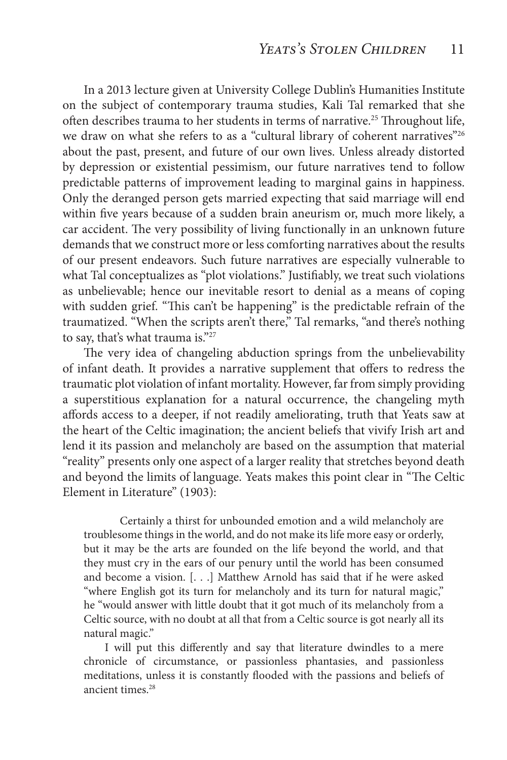In a 2013 lecture given at University College Dublin's Humanities Institute on the subject of contemporary trauma studies, Kali Tal remarked that she often describes trauma to her students in terms of narrative.[25] Throughout life, we draw on what she refers to as a "cultural library of coherent narratives"[26] about the past, present, and future of our own lives. Unless already distorted by depression or existential pessimism, our future narratives tend to follow predictable patterns of improvement leading to marginal gains in happiness. Only the deranged person gets married expecting that said marriage will end within five years because of a sudden brain aneurism or, much more likely, a car accident. The very possibility of living functionally in an unknown future demands that we construct more or less comforting narratives about the results of our present endeavors. Such future narratives are especially vulnerable to what Tal conceptualizes as "plot violations." Justifiably, we treat such violations as unbelievable; hence our inevitable resort to denial as a means of coping with sudden grief. "This can't be happening" is the predictable refrain of the traumatized. "When the scripts aren't there," Tal remarks, "and there's nothing to say, that's what trauma is."[27]

The very idea of changeling abduction springs from the unbelievability of infant death. It provides a narrative supplement that offers to redress the traumatic plot violation of infant mortality. However, far from simply providing a superstitious explanation for a natural occurrence, the changeling myth affords access to a deeper, if not readily ameliorating, truth that Yeats saw at the heart of the Celtic imagination; the ancient beliefs that vivify Irish art and lend it its passion and melancholy are based on the assumption that material "reality" presents only one aspect of a larger reality that stretches beyond death and beyond the limits of language. Yeats makes this point clear in "The Celtic Element in Literature" (1903):

> Certainly a thirst for unbounded emotion and a wild melancholy are troublesome things in the world, and do not make its life more easy or orderly, but it may be the arts are founded on the life beyond the world, and that they must cry in the ears of our penury until the world has been consumed and become a vision. [. . .] Matthew Arnold has said that if he were asked "where English got its turn for melancholy and its turn for natural magic," he "would answer with little doubt that it got much of its melancholy from a Celtic source, with no doubt at all that from a Celtic source is got nearly all its natural magic."
>
> I will put this differently and say that literature dwindles to a mere chronicle of circumstance, or passionless phantasies, and passionless meditations, unless it is constantly flooded with the passions and beliefs of ancient times.[28]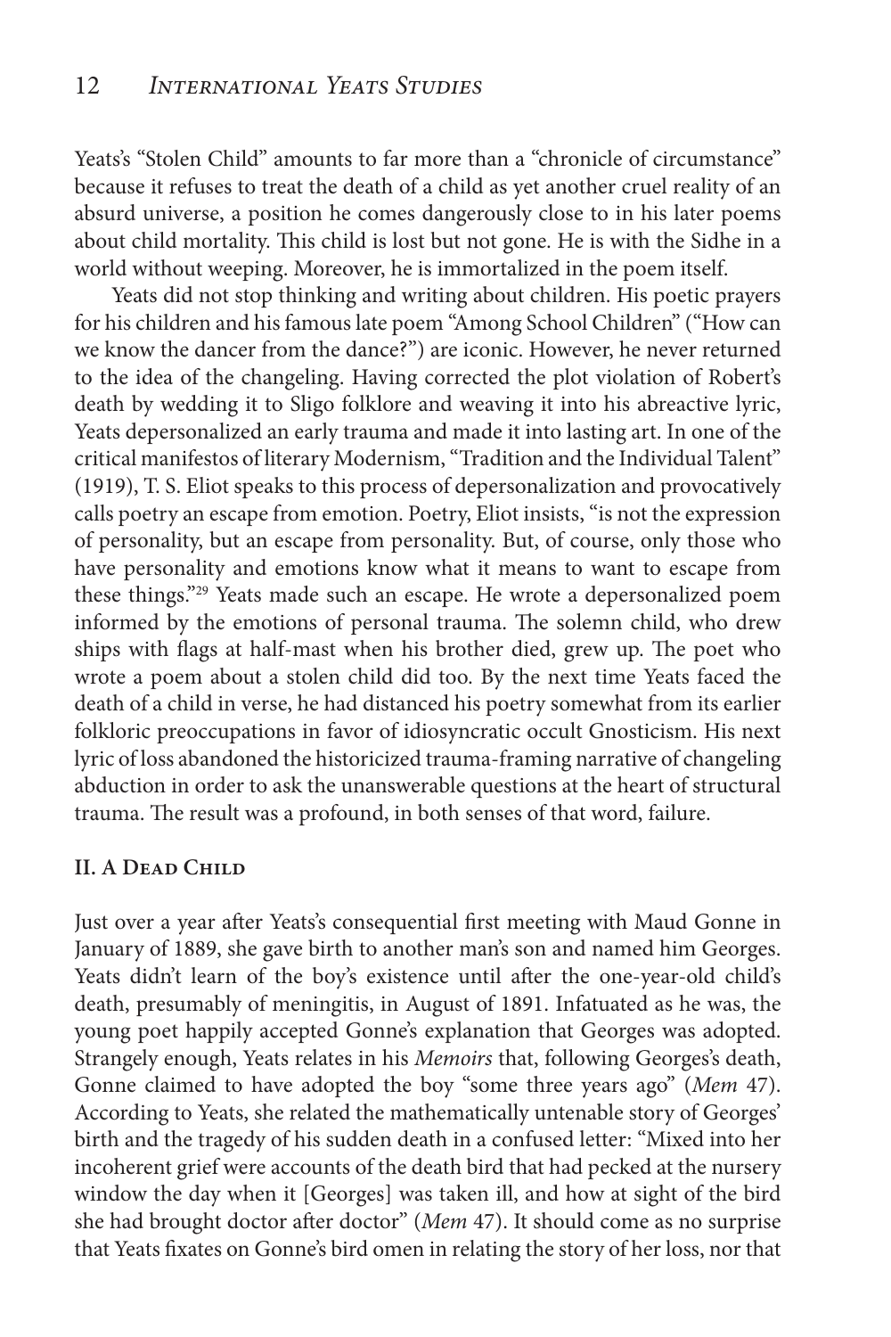Yeats's "Stolen Child" amounts to far more than a "chronicle of circumstance" because it refuses to treat the death of a child as yet another cruel reality of an absurd universe, a position he comes dangerously close to in his later poems about child mortality. This child is lost but not gone. He is with the Sidhe in a world without weeping. Moreover, he is immortalized in the poem itself.

Yeats did not stop thinking and writing about children. His poetic prayers for his children and his famous late poem "Among School Children" ("How can we know the dancer from the dance?") are iconic. However, he never returned to the idea of the changeling. Having corrected the plot violation of Robert's death by wedding it to Sligo folklore and weaving it into his abreactive lyric, Yeats depersonalized an early trauma and made it into lasting art. In one of the critical manifestos of literary Modernism, "Tradition and the Individual Talent" (1919), T. S. Eliot speaks to this process of depersonalization and provocatively calls poetry an escape from emotion. Poetry, Eliot insists, "is not the expression of personality, but an escape from personality. But, of course, only those who have personality and emotions know what it means to want to escape from these things."[29] Yeats made such an escape. He wrote a depersonalized poem informed by the emotions of personal trauma. The solemn child, who drew ships with flags at half-mast when his brother died, grew up. The poet who wrote a poem about a stolen child did too. By the next time Yeats faced the death of a child in verse, he had distanced his poetry somewhat from its earlier folkloric preoccupations in favor of idiosyncratic occult Gnosticism. His next lyric of loss abandoned the historicized trauma-framing narrative of changeling abduction in order to ask the unanswerable questions at the heart of structural trauma. The result was a profound, in both senses of that word, failure.

## II. A Dead Child

Just over a year after Yeats's consequential first meeting with Maud Gonne in January of 1889, she gave birth to another man's son and named him Georges. Yeats didn't learn of the boy's existence until after the one-year-old child's death, presumably of meningitis, in August of 1891. Infatuated as he was, the young poet happily accepted Gonne's explanation that Georges was adopted. Strangely enough, Yeats relates in his *Memoirs* that, following Georges's death, Gonne claimed to have adopted the boy "some three years ago" (*Mem* 47). According to Yeats, she related the mathematically untenable story of Georges' birth and the tragedy of his sudden death in a confused letter: "Mixed into her incoherent grief were accounts of the death bird that had pecked at the nursery window the day when it [Georges] was taken ill, and how at sight of the bird she had brought doctor after doctor" (*Mem* 47). It should come as no surprise that Yeats fixates on Gonne's bird omen in relating the story of her loss, nor that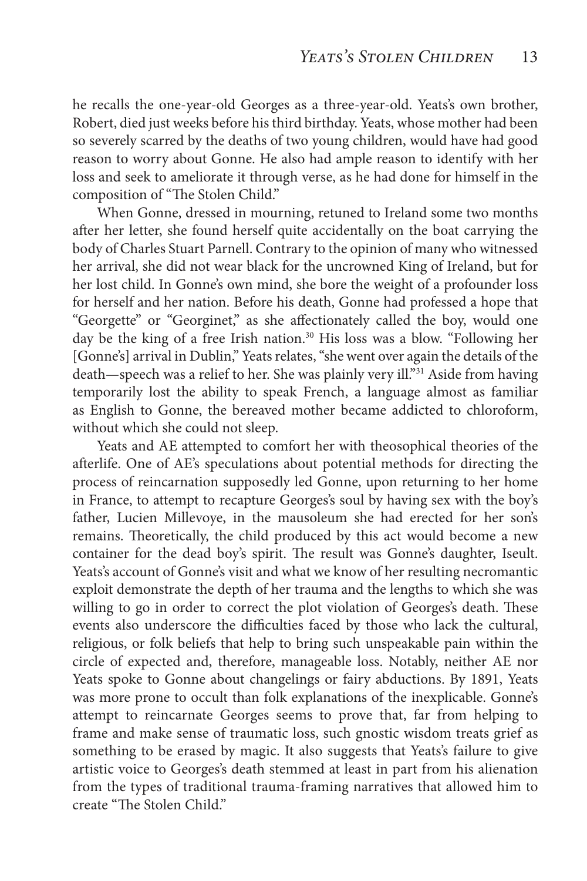he recalls the one-year-old Georges as a three-year-old. Yeats's own brother, Robert, died just weeks before his third birthday. Yeats, whose mother had been so severely scarred by the deaths of two young children, would have had good reason to worry about Gonne. He also had ample reason to identify with her loss and seek to ameliorate it through verse, as he had done for himself in the composition of "The Stolen Child."

When Gonne, dressed in mourning, retuned to Ireland some two months after her letter, she found herself quite accidentally on the boat carrying the body of Charles Stuart Parnell. Contrary to the opinion of many who witnessed her arrival, she did not wear black for the uncrowned King of Ireland, but for her lost child. In Gonne's own mind, she bore the weight of a profounder loss for herself and her nation. Before his death, Gonne had professed a hope that "Georgette" or "Georginet," as she affectionately called the boy, would one day be the king of a free Irish nation.[30] His loss was a blow. "Following her [Gonne's] arrival in Dublin," Yeats relates, "she went over again the details of the death—speech was a relief to her. She was plainly very ill."[31] Aside from having temporarily lost the ability to speak French, a language almost as familiar as English to Gonne, the bereaved mother became addicted to chloroform, without which she could not sleep.

Yeats and AE attempted to comfort her with theosophical theories of the afterlife. One of AE's speculations about potential methods for directing the process of reincarnation supposedly led Gonne, upon returning to her home in France, to attempt to recapture Georges's soul by having sex with the boy's father, Lucien Millevoye, in the mausoleum she had erected for her son's remains. Theoretically, the child produced by this act would become a new container for the dead boy's spirit. The result was Gonne's daughter, Iseult. Yeats's account of Gonne's visit and what we know of her resulting necromantic exploit demonstrate the depth of her trauma and the lengths to which she was willing to go in order to correct the plot violation of Georges's death. These events also underscore the difficulties faced by those who lack the cultural, religious, or folk beliefs that help to bring such unspeakable pain within the circle of expected and, therefore, manageable loss. Notably, neither AE nor Yeats spoke to Gonne about changelings or fairy abductions. By 1891, Yeats was more prone to occult than folk explanations of the inexplicable. Gonne's attempt to reincarnate Georges seems to prove that, far from helping to frame and make sense of traumatic loss, such gnostic wisdom treats grief as something to be erased by magic. It also suggests that Yeats's failure to give artistic voice to Georges's death stemmed at least in part from his alienation from the types of traditional trauma-framing narratives that allowed him to create "The Stolen Child."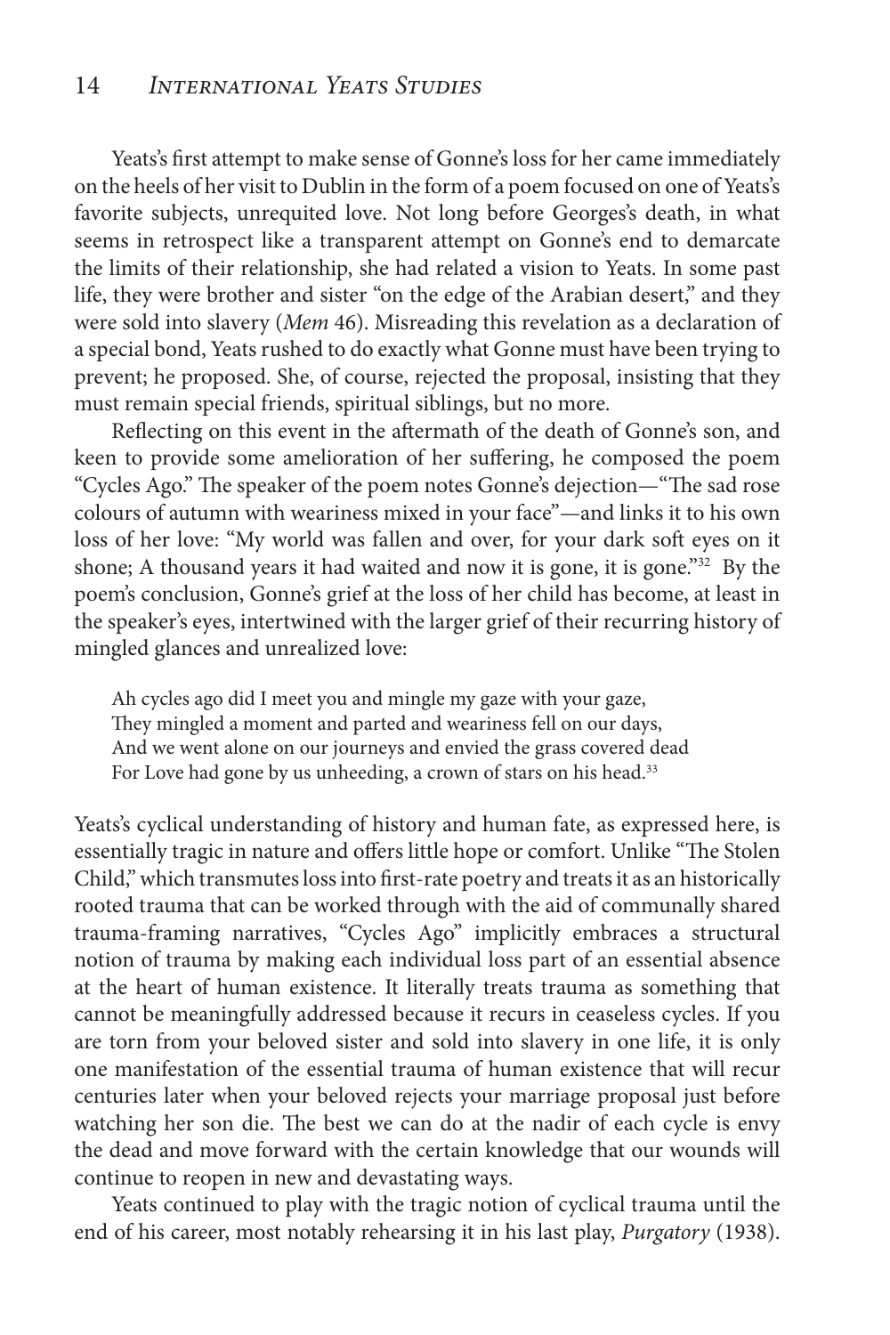Yeats's first attempt to make sense of Gonne's loss for her came immediately on the heels of her visit to Dublin in the form of a poem focused on one of Yeats's favorite subjects, unrequited love. Not long before Georges's death, in what seems in retrospect like a transparent attempt on Gonne's end to demarcate the limits of their relationship, she had related a vision to Yeats. In some past life, they were brother and sister "on the edge of the Arabian desert," and they were sold into slavery (*Mem* 46). Misreading this revelation as a declaration of a special bond, Yeats rushed to do exactly what Gonne must have been trying to prevent; he proposed. She, of course, rejected the proposal, insisting that they must remain special friends, spiritual siblings, but no more.

Reflecting on this event in the aftermath of the death of Gonne's son, and keen to provide some amelioration of her suffering, he composed the poem "Cycles Ago." The speaker of the poem notes Gonne's dejection—"The sad rose colours of autumn with weariness mixed in your face"—and links it to his own loss of her love: "My world was fallen and over, for your dark soft eyes on it shone; A thousand years it had waited and now it is gone, it is gone."[32] By the poem's conclusion, Gonne's grief at the loss of her child has become, at least in the speaker's eyes, intertwined with the larger grief of their recurring history of mingled glances and unrealized love:

> Ah cycles ago did I meet you and mingle my gaze with your gaze,
> They mingled a moment and parted and weariness fell on our days,
> And we went alone on our journeys and envied the grass covered dead
> For Love had gone by us unheeding, a crown of stars on his head.[33]

Yeats's cyclical understanding of history and human fate, as expressed here, is essentially tragic in nature and offers little hope or comfort. Unlike "The Stolen Child," which transmutes loss into first-rate poetry and treats it as an historically rooted trauma that can be worked through with the aid of communally shared trauma-framing narratives, "Cycles Ago" implicitly embraces a structural notion of trauma by making each individual loss part of an essential absence at the heart of human existence. It literally treats trauma as something that cannot be meaningfully addressed because it recurs in ceaseless cycles. If you are torn from your beloved sister and sold into slavery in one life, it is only one manifestation of the essential trauma of human existence that will recur centuries later when your beloved rejects your marriage proposal just before watching her son die. The best we can do at the nadir of each cycle is envy the dead and move forward with the certain knowledge that our wounds will continue to reopen in new and devastating ways.

Yeats continued to play with the tragic notion of cyclical trauma until the end of his career, most notably rehearsing it in his last play, *Purgatory* (1938).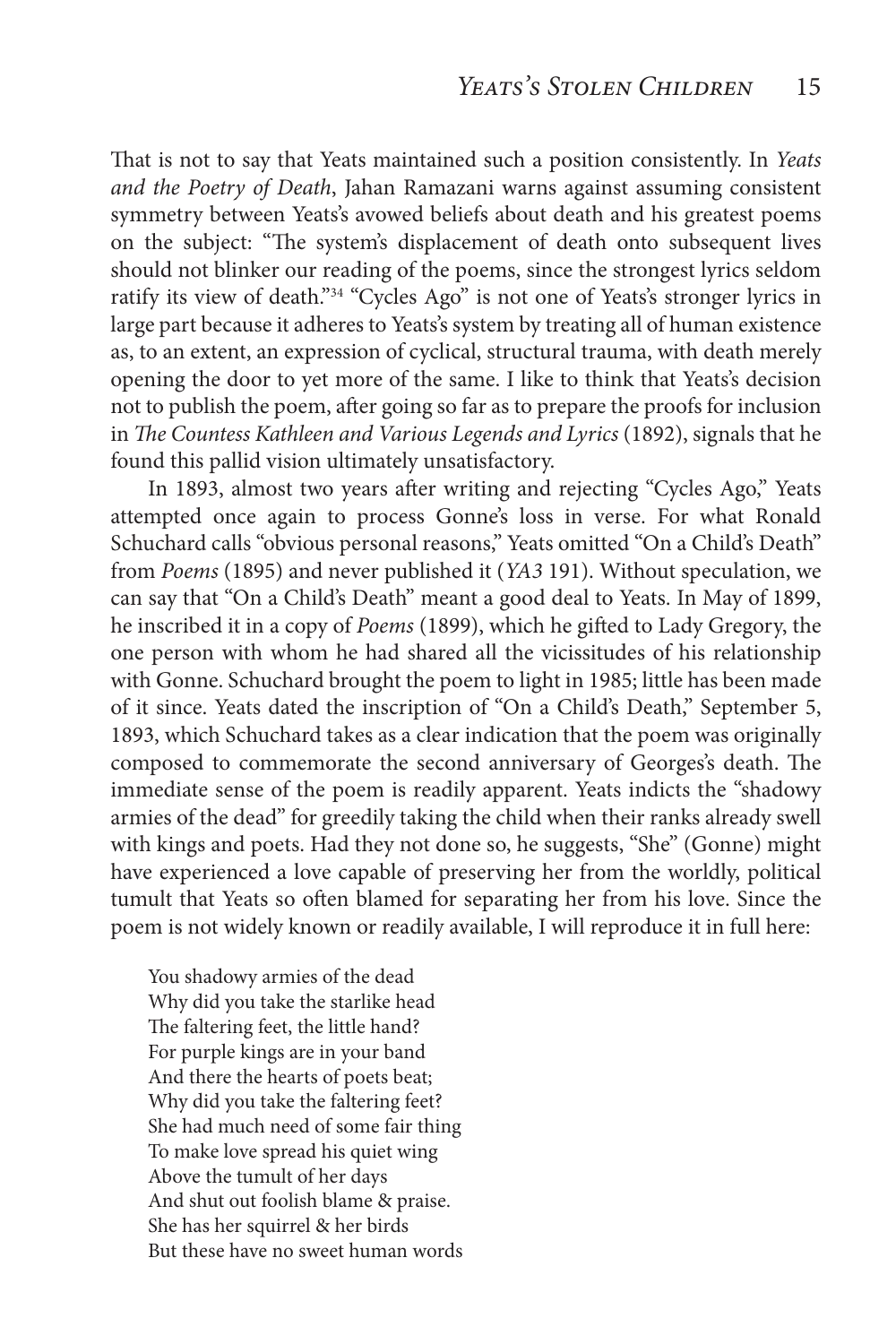That is not to say that Yeats maintained such a position consistently. In *Yeats and the Poetry of Death*, Jahan Ramazani warns against assuming consistent symmetry between Yeats's avowed beliefs about death and his greatest poems on the subject: "The system's displacement of death onto subsequent lives should not blinker our reading of the poems, since the strongest lyrics seldom ratify its view of death."[34] "Cycles Ago" is not one of Yeats's stronger lyrics in large part because it adheres to Yeats's system by treating all of human existence as, to an extent, an expression of cyclical, structural trauma, with death merely opening the door to yet more of the same. I like to think that Yeats's decision not to publish the poem, after going so far as to prepare the proofs for inclusion in *The Countess Kathleen and Various Legends and Lyrics* (1892), signals that he found this pallid vision ultimately unsatisfactory.

In 1893, almost two years after writing and rejecting "Cycles Ago," Yeats attempted once again to process Gonne's loss in verse. For what Ronald Schuchard calls "obvious personal reasons," Yeats omitted "On a Child's Death" from *Poems* (1895) and never published it (*YA3* 191). Without speculation, we can say that "On a Child's Death" meant a good deal to Yeats. In May of 1899, he inscribed it in a copy of *Poems* (1899), which he gifted to Lady Gregory, the one person with whom he had shared all the vicissitudes of his relationship with Gonne. Schuchard brought the poem to light in 1985; little has been made of it since. Yeats dated the inscription of "On a Child's Death," September 5, 1893, which Schuchard takes as a clear indication that the poem was originally composed to commemorate the second anniversary of Georges's death. The immediate sense of the poem is readily apparent. Yeats indicts the "shadowy armies of the dead" for greedily taking the child when their ranks already swell with kings and poets. Had they not done so, he suggests, "She" (Gonne) might have experienced a love capable of preserving her from the worldly, political tumult that Yeats so often blamed for separating her from his love. Since the poem is not widely known or readily available, I will reproduce it in full here:

> You shadowy armies of the dead  
> Why did you take the starlike head  
> The faltering feet, the little hand?  
> For purple kings are in your band  
> And there the hearts of poets beat;  
> Why did you take the faltering feet?  
> She had much need of some fair thing  
> To make love spread his quiet wing  
> Above the tumult of her days  
> And shut out foolish blame & praise.  
> She has her squirrel & her birds  
> But these have no sweet human words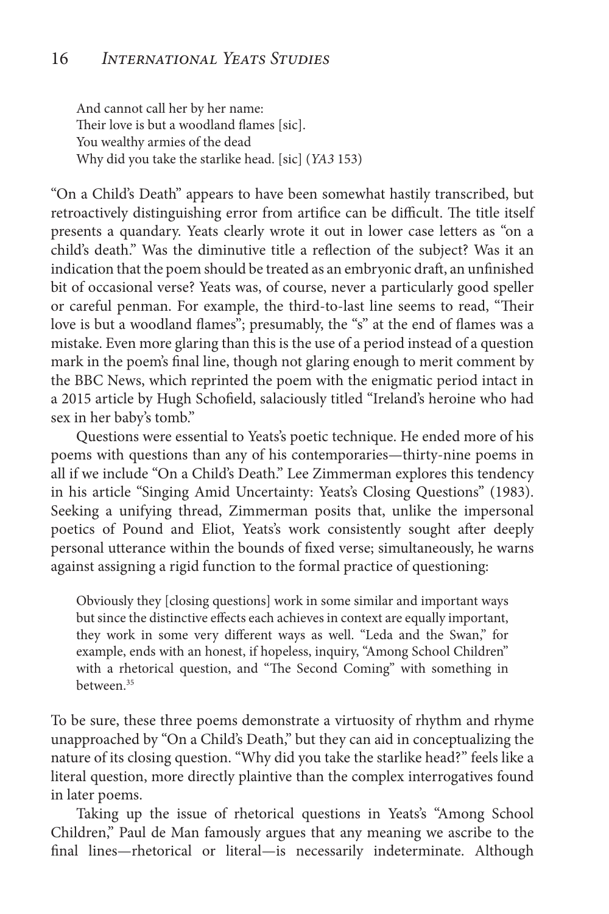And cannot call her by her name:  
Their love is but a woodland flames [sic].  
You wealthy armies of the dead  
Why did you take the starlike head. [sic] (*YA3* 153)

"On a Child's Death" appears to have been somewhat hastily transcribed, but retroactively distinguishing error from artifice can be difficult. The title itself presents a quandary. Yeats clearly wrote it out in lower case letters as "on a child's death." Was the diminutive title a reflection of the subject? Was it an indication that the poem should be treated as an embryonic draft, an unfinished bit of occasional verse? Yeats was, of course, never a particularly good speller or careful penman. For example, the third-to-last line seems to read, "Their love is but a woodland flames"; presumably, the "s" at the end of flames was a mistake. Even more glaring than this is the use of a period instead of a question mark in the poem's final line, though not glaring enough to merit comment by the BBC News, which reprinted the poem with the enigmatic period intact in a 2015 article by Hugh Schofield, salaciously titled "Ireland's heroine who had sex in her baby's tomb."

Questions were essential to Yeats's poetic technique. He ended more of his poems with questions than any of his contemporaries—thirty-nine poems in all if we include "On a Child's Death." Lee Zimmerman explores this tendency in his article "Singing Amid Uncertainty: Yeats's Closing Questions" (1983). Seeking a unifying thread, Zimmerman posits that, unlike the impersonal poetics of Pound and Eliot, Yeats's work consistently sought after deeply personal utterance within the bounds of fixed verse; simultaneously, he warns against assigning a rigid function to the formal practice of questioning:

> Obviously they [closing questions] work in some similar and important ways but since the distinctive effects each achieves in context are equally important, they work in some very different ways as well. "Leda and the Swan," for example, ends with an honest, if hopeless, inquiry, "Among School Children" with a rhetorical question, and "The Second Coming" with something in between.[35]

To be sure, these three poems demonstrate a virtuosity of rhythm and rhyme unapproached by "On a Child's Death," but they can aid in conceptualizing the nature of its closing question. "Why did you take the starlike head?" feels like a literal question, more directly plaintive than the complex interrogatives found in later poems.

Taking up the issue of rhetorical questions in Yeats's "Among School Children," Paul de Man famously argues that any meaning we ascribe to the final lines—rhetorical or literal—is necessarily indeterminate. Although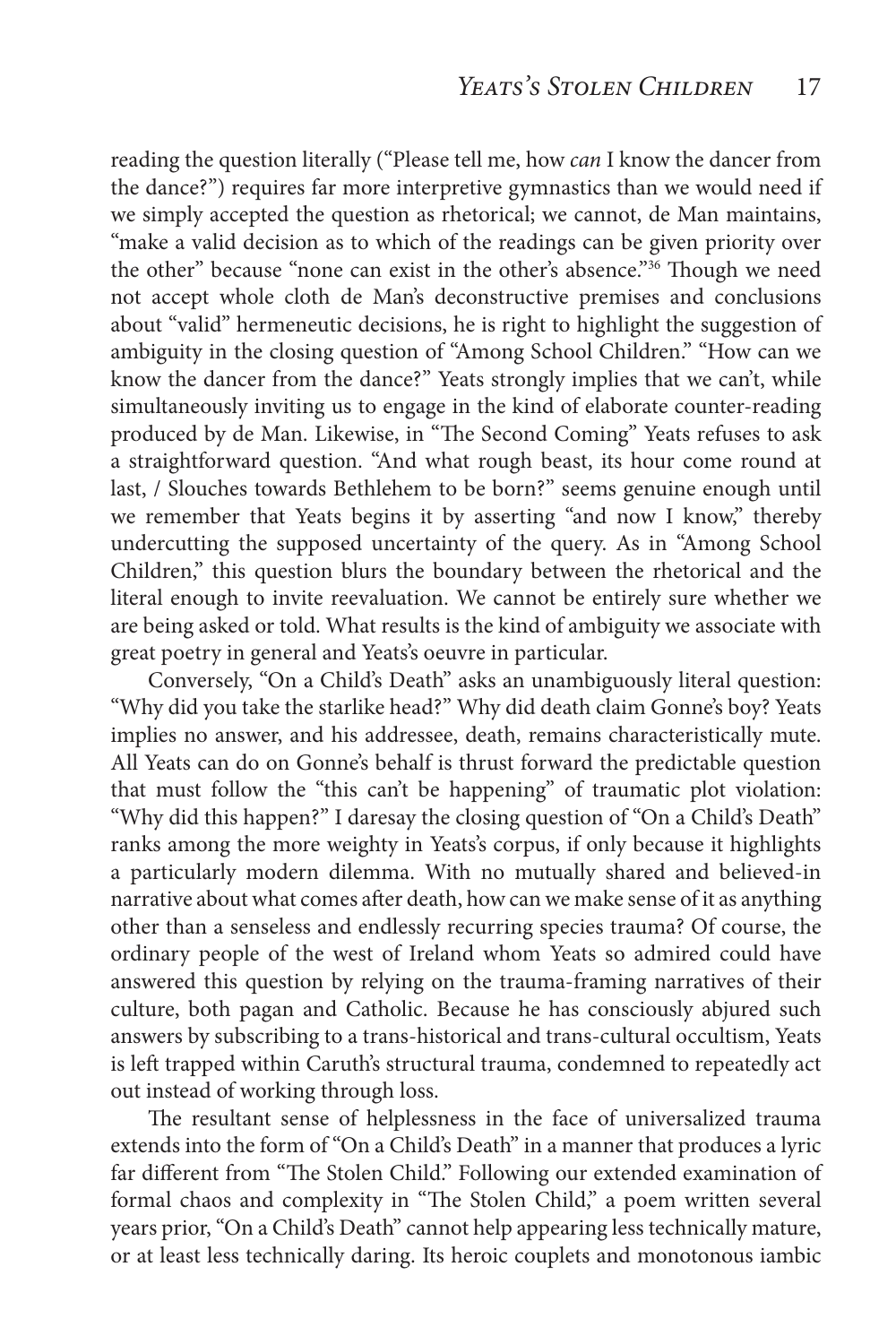reading the question literally ("Please tell me, how *can* I know the dancer from the dance?") requires far more interpretive gymnastics than we would need if we simply accepted the question as rhetorical; we cannot, de Man maintains, "make a valid decision as to which of the readings can be given priority over the other" because "none can exist in the other's absence."[36] Though we need not accept whole cloth de Man's deconstructive premises and conclusions about "valid" hermeneutic decisions, he is right to highlight the suggestion of ambiguity in the closing question of "Among School Children." "How can we know the dancer from the dance?" Yeats strongly implies that we can't, while simultaneously inviting us to engage in the kind of elaborate counter-reading produced by de Man. Likewise, in "The Second Coming" Yeats refuses to ask a straightforward question. "And what rough beast, its hour come round at last, / Slouches towards Bethlehem to be born?" seems genuine enough until we remember that Yeats begins it by asserting "and now I know," thereby undercutting the supposed uncertainty of the query. As in "Among School Children," this question blurs the boundary between the rhetorical and the literal enough to invite reevaluation. We cannot be entirely sure whether we are being asked or told. What results is the kind of ambiguity we associate with great poetry in general and Yeats's oeuvre in particular.

Conversely, "On a Child's Death" asks an unambiguously literal question: "Why did you take the starlike head?" Why did death claim Gonne's boy? Yeats implies no answer, and his addressee, death, remains characteristically mute. All Yeats can do on Gonne's behalf is thrust forward the predictable question that must follow the "this can't be happening" of traumatic plot violation: "Why did this happen?" I daresay the closing question of "On a Child's Death" ranks among the more weighty in Yeats's corpus, if only because it highlights a particularly modern dilemma. With no mutually shared and believed-in narrative about what comes after death, how can we make sense of it as anything other than a senseless and endlessly recurring species trauma? Of course, the ordinary people of the west of Ireland whom Yeats so admired could have answered this question by relying on the trauma-framing narratives of their culture, both pagan and Catholic. Because he has consciously abjured such answers by subscribing to a trans-historical and trans-cultural occultism, Yeats is left trapped within Caruth's structural trauma, condemned to repeatedly act out instead of working through loss.

The resultant sense of helplessness in the face of universalized trauma extends into the form of "On a Child's Death" in a manner that produces a lyric far different from "The Stolen Child." Following our extended examination of formal chaos and complexity in "The Stolen Child," a poem written several years prior, "On a Child's Death" cannot help appearing less technically mature, or at least less technically daring. Its heroic couplets and monotonous iambic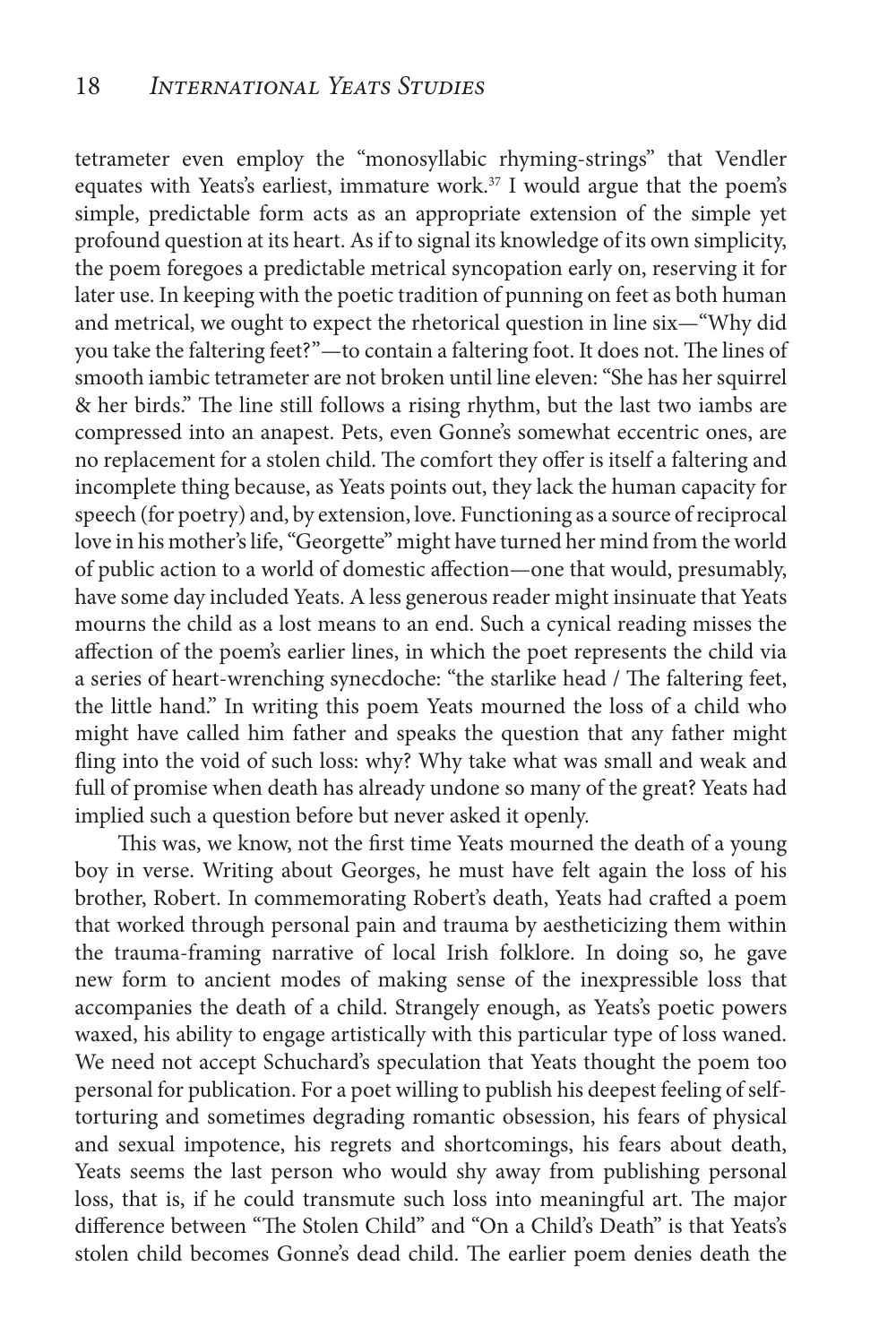tetrameter even employ the "monosyllabic rhyming-strings" that Vendler equates with Yeats's earliest, immature work.[37] I would argue that the poem's simple, predictable form acts as an appropriate extension of the simple yet profound question at its heart. As if to signal its knowledge of its own simplicity, the poem foregoes a predictable metrical syncopation early on, reserving it for later use. In keeping with the poetic tradition of punning on feet as both human and metrical, we ought to expect the rhetorical question in line six—"Why did you take the faltering feet?"—to contain a faltering foot. It does not. The lines of smooth iambic tetrameter are not broken until line eleven: "She has her squirrel & her birds." The line still follows a rising rhythm, but the last two iambs are compressed into an anapest. Pets, even Gonne's somewhat eccentric ones, are no replacement for a stolen child. The comfort they offer is itself a faltering and incomplete thing because, as Yeats points out, they lack the human capacity for speech (for poetry) and, by extension, love. Functioning as a source of reciprocal love in his mother's life, "Georgette" might have turned her mind from the world of public action to a world of domestic affection—one that would, presumably, have some day included Yeats. A less generous reader might insinuate that Yeats mourns the child as a lost means to an end. Such a cynical reading misses the affection of the poem's earlier lines, in which the poet represents the child via a series of heart-wrenching synecdoche: "the starlike head / The faltering feet, the little hand." In writing this poem Yeats mourned the loss of a child who might have called him father and speaks the question that any father might fling into the void of such loss: why? Why take what was small and weak and full of promise when death has already undone so many of the great? Yeats had implied such a question before but never asked it openly.

This was, we know, not the first time Yeats mourned the death of a young boy in verse. Writing about Georges, he must have felt again the loss of his brother, Robert. In commemorating Robert's death, Yeats had crafted a poem that worked through personal pain and trauma by aestheticizing them within the trauma-framing narrative of local Irish folklore. In doing so, he gave new form to ancient modes of making sense of the inexpressible loss that accompanies the death of a child. Strangely enough, as Yeats's poetic powers waxed, his ability to engage artistically with this particular type of loss waned. We need not accept Schuchard's speculation that Yeats thought the poem too personal for publication. For a poet willing to publish his deepest feeling of self-torturing and sometimes degrading romantic obsession, his fears of physical and sexual impotence, his regrets and shortcomings, his fears about death, Yeats seems the last person who would shy away from publishing personal loss, that is, if he could transmute such loss into meaningful art. The major difference between "The Stolen Child" and "On a Child's Death" is that Yeats's stolen child becomes Gonne's dead child. The earlier poem denies death the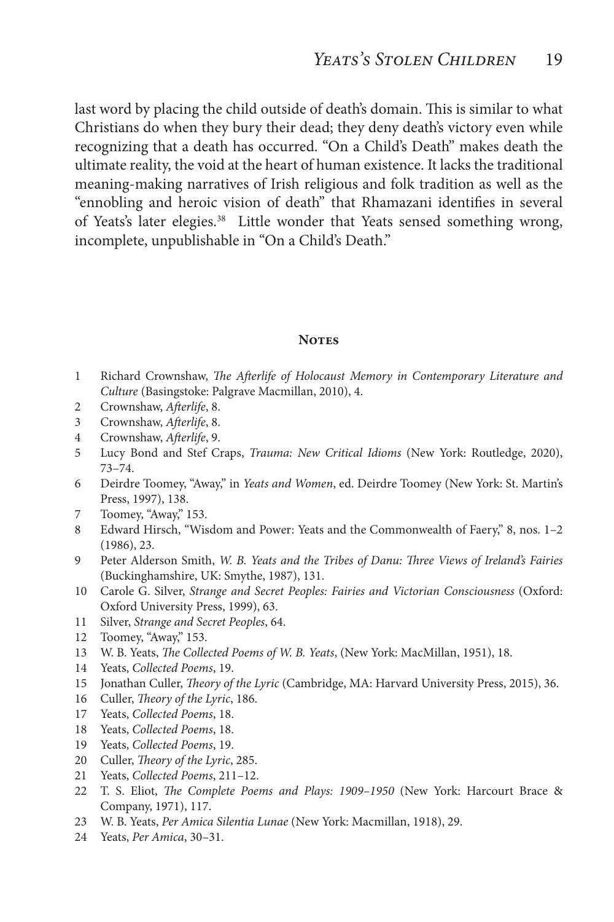last word by placing the child outside of death's domain. This is similar to what Christians do when they bury their dead; they deny death's victory even while recognizing that a death has occurred. "On a Child's Death" makes death the ultimate reality, the void at the heart of human existence. It lacks the traditional meaning-making narratives of Irish religious and folk tradition as well as the "ennobling and heroic vision of death" that Rhamazani identifies in several of Yeats's later elegies.[38] Little wonder that Yeats sensed something wrong, incomplete, unpublishable in "On a Child's Death."

## Notes

1. Richard Crownshaw, *The Afterlife of Holocaust Memory in Contemporary Literature and Culture* (Basingstoke: Palgrave Macmillan, 2010), 4.
2. Crownshaw, *Afterlife*, 8.
3. Crownshaw, *Afterlife*, 8.
4. Crownshaw, *Afterlife*, 9.
5. Lucy Bond and Stef Craps, *Trauma: New Critical Idioms* (New York: Routledge, 2020), 73–74.
6. Deirdre Toomey, "Away," in *Yeats and Women*, ed. Deirdre Toomey (New York: St. Martin's Press, 1997), 138.
7. Toomey, "Away," 153.
8. Edward Hirsch, "Wisdom and Power: Yeats and the Commonwealth of Faery," 8, nos. 1–2 (1986), 23.
9. Peter Alderson Smith, *W. B. Yeats and the Tribes of Danu: Three Views of Ireland's Fairies* (Buckinghamshire, UK: Smythe, 1987), 131.
10. Carole G. Silver, *Strange and Secret Peoples: Fairies and Victorian Consciousness* (Oxford: Oxford University Press, 1999), 63.
11. Silver, *Strange and Secret Peoples*, 64.
12. Toomey, "Away," 153.
13. W. B. Yeats, *The Collected Poems of W. B. Yeats*, (New York: MacMillan, 1951), 18.
14. Yeats, *Collected Poems*, 19.
15. Jonathan Culler, *Theory of the Lyric* (Cambridge, MA: Harvard University Press, 2015), 36.
16. Culler, *Theory of the Lyric*, 186.
17. Yeats, *Collected Poems*, 18.
18. Yeats, *Collected Poems*, 18.
19. Yeats, *Collected Poems*, 19.
20. Culler, *Theory of the Lyric*, 285.
21. Yeats, *Collected Poems*, 211–12.
22. T. S. Eliot, *The Complete Poems and Plays: 1909–1950* (New York: Harcourt Brace & Company, 1971), 117.
23. W. B. Yeats, *Per Amica Silentia Lunae* (New York: Macmillan, 1918), 29.
24. Yeats, *Per Amica*, 30–31.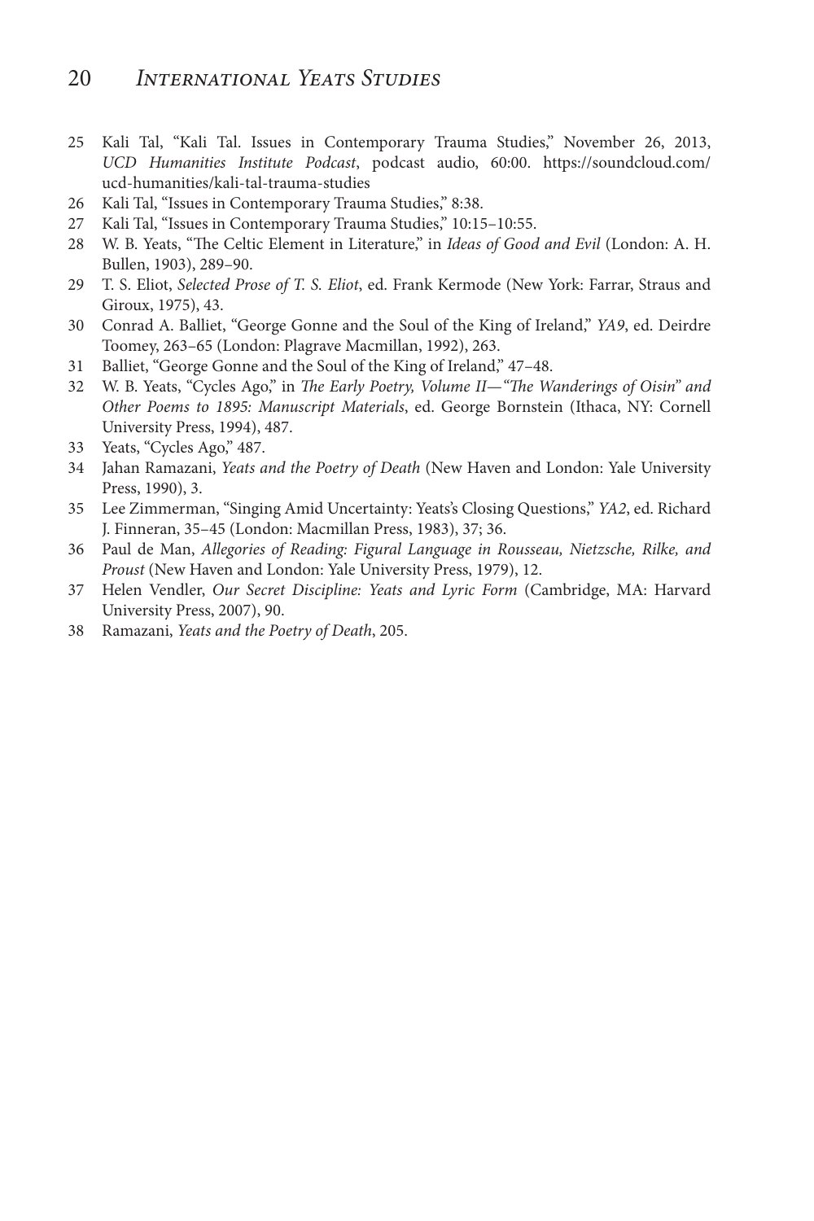25 Kali Tal, "Kali Tal. Issues in Contemporary Trauma Studies," November 26, 2013, *UCD Humanities Institute Podcast*, podcast audio, 60:00. https://soundcloud.com/ucd-humanities/kali-tal-trauma-studies

26 Kali Tal, "Issues in Contemporary Trauma Studies," 8:38.

27 Kali Tal, "Issues in Contemporary Trauma Studies," 10:15–10:55.

28 W. B. Yeats, "The Celtic Element in Literature," in *Ideas of Good and Evil* (London: A. H. Bullen, 1903), 289–90.

29 T. S. Eliot, *Selected Prose of T. S. Eliot*, ed. Frank Kermode (New York: Farrar, Straus and Giroux, 1975), 43.

30 Conrad A. Balliet, "George Gonne and the Soul of the King of Ireland," *YA9*, ed. Deirdre Toomey, 263–65 (London: Plagrave Macmillan, 1992), 263.

31 Balliet, "George Gonne and the Soul of the King of Ireland," 47–48.

32 W. B. Yeats, "Cycles Ago," in *The Early Poetry, Volume II—"The Wanderings of Oisin" and Other Poems to 1895: Manuscript Materials*, ed. George Bornstein (Ithaca, NY: Cornell University Press, 1994), 487.

33 Yeats, "Cycles Ago," 487.

34 Jahan Ramazani, *Yeats and the Poetry of Death* (New Haven and London: Yale University Press, 1990), 3.

35 Lee Zimmerman, "Singing Amid Uncertainty: Yeats's Closing Questions," *YA2*, ed. Richard J. Finneran, 35–45 (London: Macmillan Press, 1983), 37; 36.

36 Paul de Man, *Allegories of Reading: Figural Language in Rousseau, Nietzsche, Rilke, and Proust* (New Haven and London: Yale University Press, 1979), 12.

37 Helen Vendler, *Our Secret Discipline: Yeats and Lyric Form* (Cambridge, MA: Harvard University Press, 2007), 90.

38 Ramazani, *Yeats and the Poetry of Death*, 205.